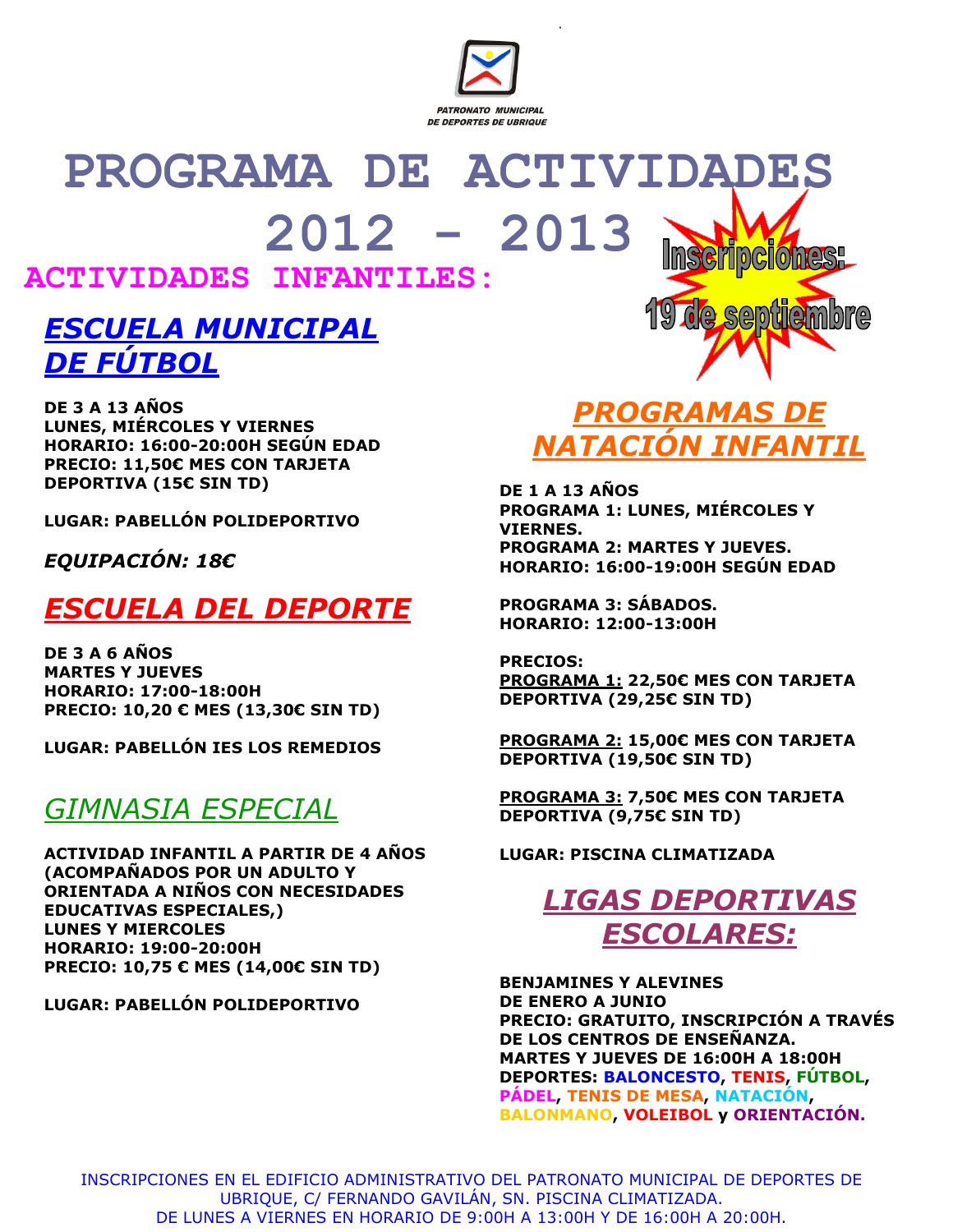PATRONATO MUNICIPAL DE DEPORTES DE UBRIQUE

# PROGRAMA DE ACTIVIDADES 2012 - 2013

**Inscripciones: 19 de septiembre**

## ACTIVIDADES INFANTILES:

### *ESCUELA MUNICIPAL DE FÚTBOL*

**DE 3 A 13 AÑOS**
**LUNES, MIÉRCOLES Y VIERNES**
**HORARIO: 16:00-20:00H SEGÚN EDAD**
**PRECIO: 11,50€ MES CON TARJETA DEPORTIVA (15€ SIN TD)**

**LUGAR: PABELLÓN POLIDEPORTIVO**

***EQUIPACIÓN: 18€***

### *ESCUELA DEL DEPORTE*

**DE 3 A 6 AÑOS**
**MARTES Y JUEVES**
**HORARIO: 17:00-18:00H**
**PRECIO: 10,20 € MES (13,30€ SIN TD)**

**LUGAR: PABELLÓN IES LOS REMEDIOS**

### *GIMNASIA ESPECIAL*

**ACTIVIDAD INFANTIL A PARTIR DE 4 AÑOS (ACOMPAÑADOS POR UN ADULTO Y ORIENTADA A NIÑOS CON NECESIDADES EDUCATIVAS ESPECIALES,)**
**LUNES Y MIERCOLES**
**HORARIO: 19:00-20:00H**
**PRECIO: 10,75 € MES (14,00€ SIN TD)**

**LUGAR: PABELLÓN POLIDEPORTIVO**

### *PROGRAMAS DE NATACIÓN INFANTIL*

**DE 1 A 13 AÑOS**
**PROGRAMA 1: LUNES, MIÉRCOLES Y VIERNES.**
**PROGRAMA 2: MARTES Y JUEVES.**
**HORARIO: 16:00-19:00H SEGÚN EDAD**

**PROGRAMA 3: SÁBADOS.**
**HORARIO: 12:00-13:00H**

**PRECIOS:**
**PROGRAMA 1: 22,50€ MES CON TARJETA DEPORTIVA (29,25€ SIN TD)**

**PROGRAMA 2: 15,00€ MES CON TARJETA DEPORTIVA (19,50€ SIN TD)**

**PROGRAMA 3: 7,50€ MES CON TARJETA DEPORTIVA (9,75€ SIN TD)**

**LUGAR: PISCINA CLIMATIZADA**

### *LIGAS DEPORTIVAS ESCOLARES:*

**BENJAMINES Y ALEVINES**
**DE ENERO A JUNIO**
**PRECIO: GRATUITO, INSCRIPCIÓN A TRAVÉS DE LOS CENTROS DE ENSEÑANZA.**
**MARTES Y JUEVES DE 16:00H A 18:00H**
**DEPORTES: BALONCESTO, TENIS, FÚTBOL, PÁDEL, TENIS DE MESA, NATACIÓN, BALONMANO, VOLEIBOL y ORIENTACIÓN.**

INSCRIPCIONES EN EL EDIFICIO ADMINISTRATIVO DEL PATRONATO MUNICIPAL DE DEPORTES DE UBRIQUE, C/ FERNANDO GAVILÁN, SN. PISCINA CLIMATIZADA.
DE LUNES A VIERNES EN HORARIO DE 9:00H A 13:00H Y DE 16:00H A 20:00H.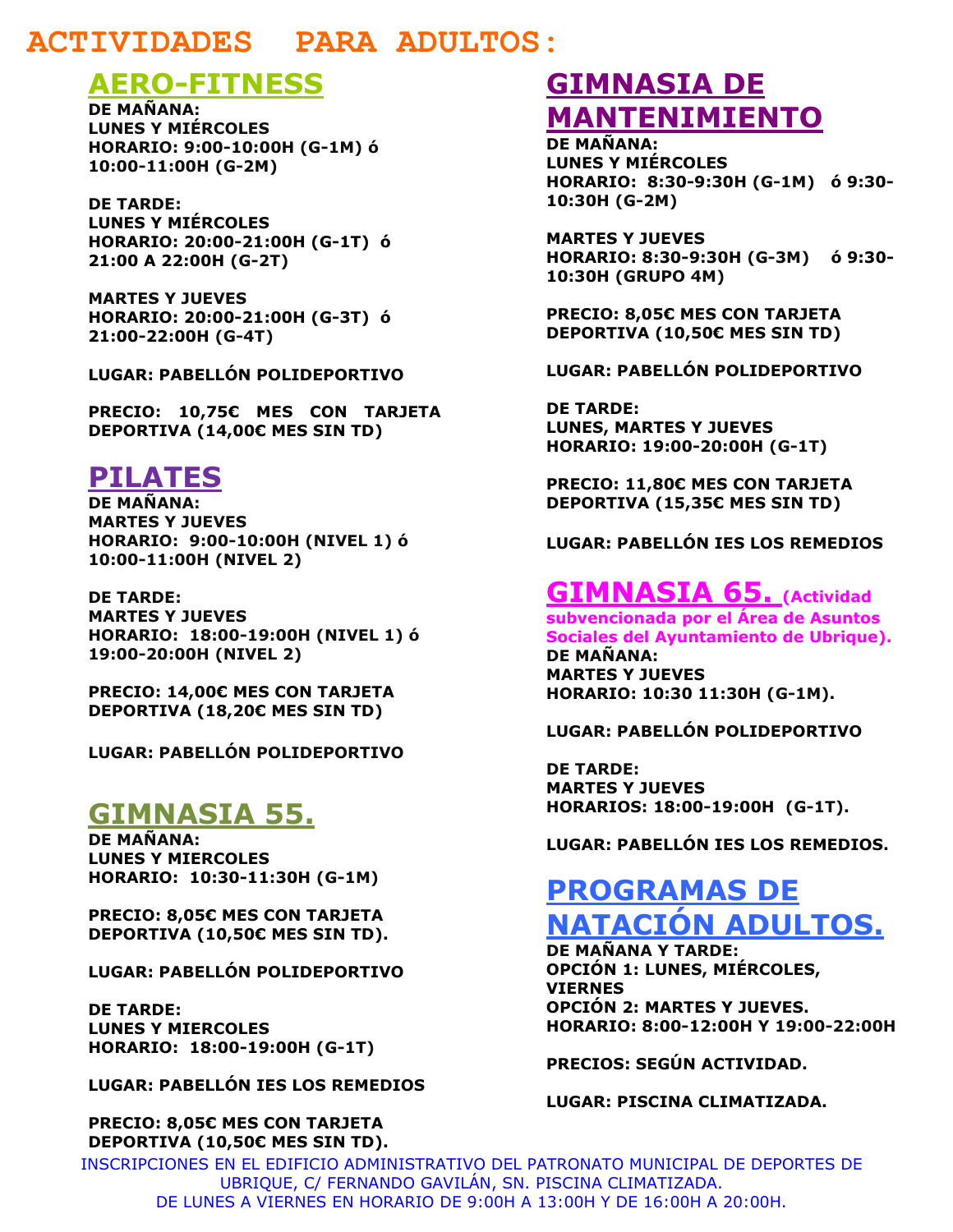# ACTIVIDADES PARA ADULTOS:

## AERO-FITNESS

**DE MAÑANA:**
**LUNES Y MIÉRCOLES**
**HORARIO: 9:00-10:00H (G-1M) ó 10:00-11:00H (G-2M)**

**DE TARDE:**
**LUNES Y MIÉRCOLES**
**HORARIO: 20:00-21:00H (G-1T) ó 21:00 A 22:00H (G-2T)**

**MARTES Y JUEVES**
**HORARIO: 20:00-21:00H (G-3T) ó 21:00-22:00H (G-4T)**

**LUGAR: PABELLÓN POLIDEPORTIVO**

**PRECIO: 10,75€ MES CON TARJETA DEPORTIVA (14,00€ MES SIN TD)**

## PILATES

**DE MAÑANA:**
**MARTES Y JUEVES**
**HORARIO: 9:00-10:00H (NIVEL 1) ó 10:00-11:00H (NIVEL 2)**

**DE TARDE:**
**MARTES Y JUEVES**
**HORARIO: 18:00-19:00H (NIVEL 1) ó 19:00-20:00H (NIVEL 2)**

**PRECIO: 14,00€ MES CON TARJETA DEPORTIVA (18,20€ MES SIN TD)**

**LUGAR: PABELLÓN POLIDEPORTIVO**

## GIMNASIA 55.

**DE MAÑANA:**
**LUNES Y MIERCOLES**
**HORARIO: 10:30-11:30H (G-1M)**

**PRECIO: 8,05€ MES CON TARJETA DEPORTIVA (10,50€ MES SIN TD).**

**LUGAR: PABELLÓN POLIDEPORTIVO**

**DE TARDE:**
**LUNES Y MIERCOLES**
**HORARIO: 18:00-19:00H (G-1T)**

**LUGAR: PABELLÓN IES LOS REMEDIOS**

**PRECIO: 8,05€ MES CON TARJETA DEPORTIVA (10,50€ MES SIN TD).**

## GIMNASIA DE MANTENIMIENTO

**DE MAÑANA:**
**LUNES Y MIÉRCOLES**
**HORARIO: 8:30-9:30H (G-1M) ó 9:30-10:30H (G-2M)**

**MARTES Y JUEVES**
**HORARIO: 8:30-9:30H (G-3M) ó 9:30-10:30H (GRUPO 4M)**

**PRECIO: 8,05€ MES CON TARJETA DEPORTIVA (10,50€ MES SIN TD)**

**LUGAR: PABELLÓN POLIDEPORTIVO**

**DE TARDE:**
**LUNES, MARTES Y JUEVES**
**HORARIO: 19:00-20:00H (G-1T)**

**PRECIO: 11,80€ MES CON TARJETA DEPORTIVA (15,35€ MES SIN TD)**

**LUGAR: PABELLÓN IES LOS REMEDIOS**

## GIMNASIA 65. **(Actividad subvencionada por el Área de Asuntos Sociales del Ayuntamiento de Ubrique).**

**DE MAÑANA:**
**MARTES Y JUEVES**
**HORARIO: 10:30 11:30H (G-1M).**

**LUGAR: PABELLÓN POLIDEPORTIVO**

**DE TARDE:**
**MARTES Y JUEVES**
**HORARIOS: 18:00-19:00H (G-1T).**

**LUGAR: PABELLÓN IES LOS REMEDIOS.**

## PROGRAMAS DE NATACIÓN ADULTOS.

**DE MAÑANA Y TARDE:**
**OPCIÓN 1: LUNES, MIÉRCOLES, VIERNES**
**OPCIÓN 2: MARTES Y JUEVES.**
**HORARIO: 8:00-12:00H Y 19:00-22:00H**

**PRECIOS: SEGÚN ACTIVIDAD.**

**LUGAR: PISCINA CLIMATIZADA.**

INSCRIPCIONES EN EL EDIFICIO ADMINISTRATIVO DEL PATRONATO MUNICIPAL DE DEPORTES DE UBRIQUE, C/ FERNANDO GAVILÁN, SN. PISCINA CLIMATIZADA.
DE LUNES A VIERNES EN HORARIO DE 9:00H A 13:00H Y DE 16:00H A 20:00H.